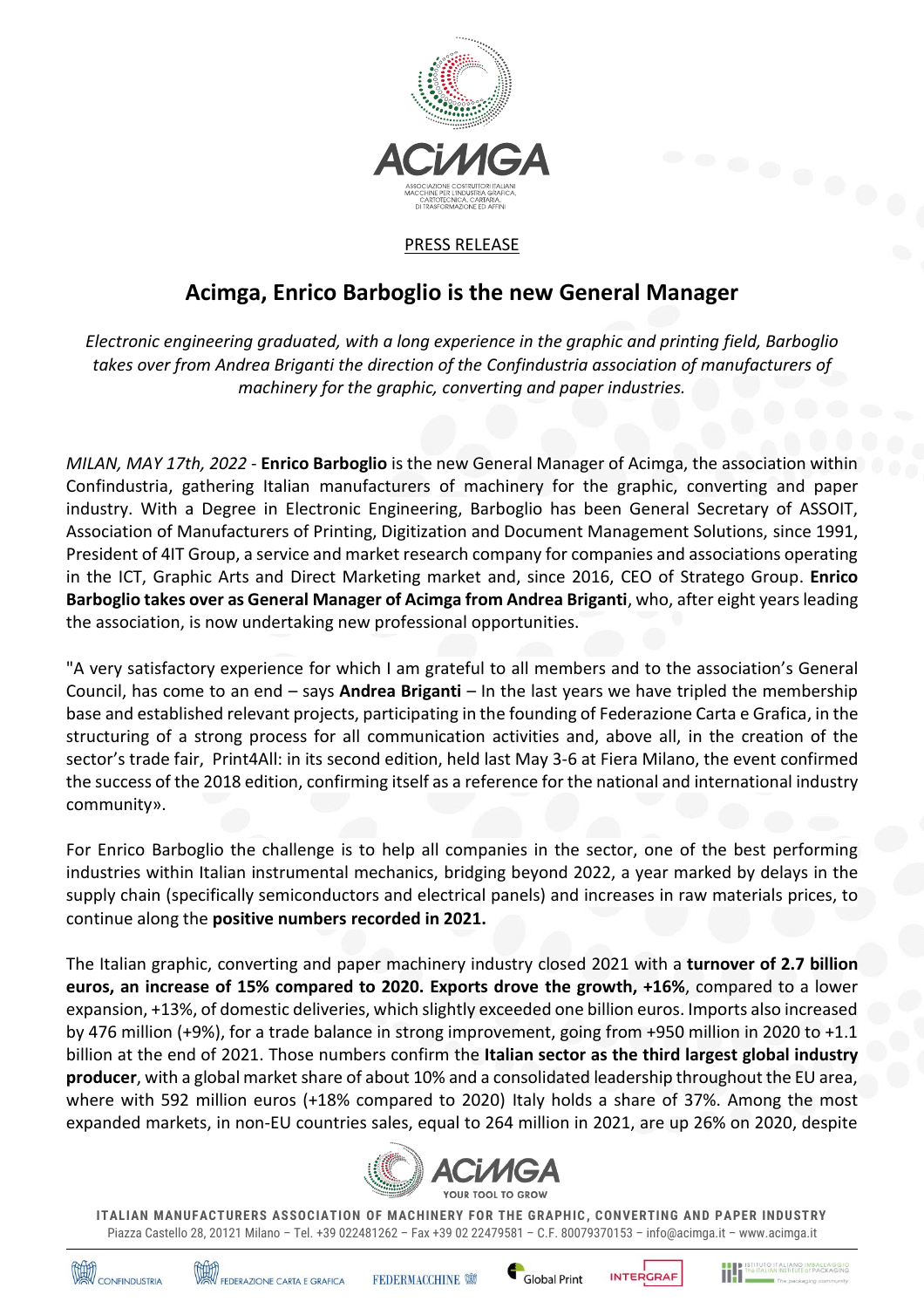PRESS RELEASE

# Acimga, Enrico Barboglio is the new General Manager

*Electronic engineering graduated, with a long experience in the graphic and printing field, Barboglio takes over from Andrea Briganti the direction of the Confindustria association of manufacturers of machinery for the graphic, converting and paper industries.*

*MILAN, MAY 17th, 2022* - **Enrico Barboglio** is the new General Manager of Acimga, the association within Confindustria, gathering Italian manufacturers of machinery for the graphic, converting and paper industry. With a Degree in Electronic Engineering, Barboglio has been General Secretary of ASSOIT, Association of Manufacturers of Printing, Digitization and Document Management Solutions, since 1991, President of 4IT Group, a service and market research company for companies and associations operating in the ICT, Graphic Arts and Direct Marketing market and, since 2016, CEO of Stratego Group. **Enrico Barboglio takes over as General Manager of Acimga from Andrea Briganti**, who, after eight years leading the association, is now undertaking new professional opportunities.

"A very satisfactory experience for which I am grateful to all members and to the association's General Council, has come to an end – says **Andrea Briganti** – In the last years we have tripled the membership base and established relevant projects, participating in the founding of Federazione Carta e Grafica, in the structuring of a strong process for all communication activities and, above all, in the creation of the sector's trade fair, Print4All: in its second edition, held last May 3-6 at Fiera Milano, the event confirmed the success of the 2018 edition, confirming itself as a reference for the national and international industry community».

For Enrico Barboglio the challenge is to help all companies in the sector, one of the best performing industries within Italian instrumental mechanics, bridging beyond 2022, a year marked by delays in the supply chain (specifically semiconductors and electrical panels) and increases in raw materials prices, to continue along the **positive numbers recorded in 2021.**

The Italian graphic, converting and paper machinery industry closed 2021 with a **turnover of 2.7 billion euros, an increase of 15% compared to 2020. Exports drove the growth, +16%**, compared to a lower expansion, +13%, of domestic deliveries, which slightly exceeded one billion euros. Imports also increased by 476 million (+9%), for a trade balance in strong improvement, going from +950 million in 2020 to +1.1 billion at the end of 2021. Those numbers confirm the **Italian sector as the third largest global industry producer**, with a global market share of about 10% and a consolidated leadership throughout the EU area, where with 592 million euros (+18% compared to 2020) Italy holds a share of 37%. Among the most expanded markets, in non-EU countries sales, equal to 264 million in 2021, are up 26% on 2020, despite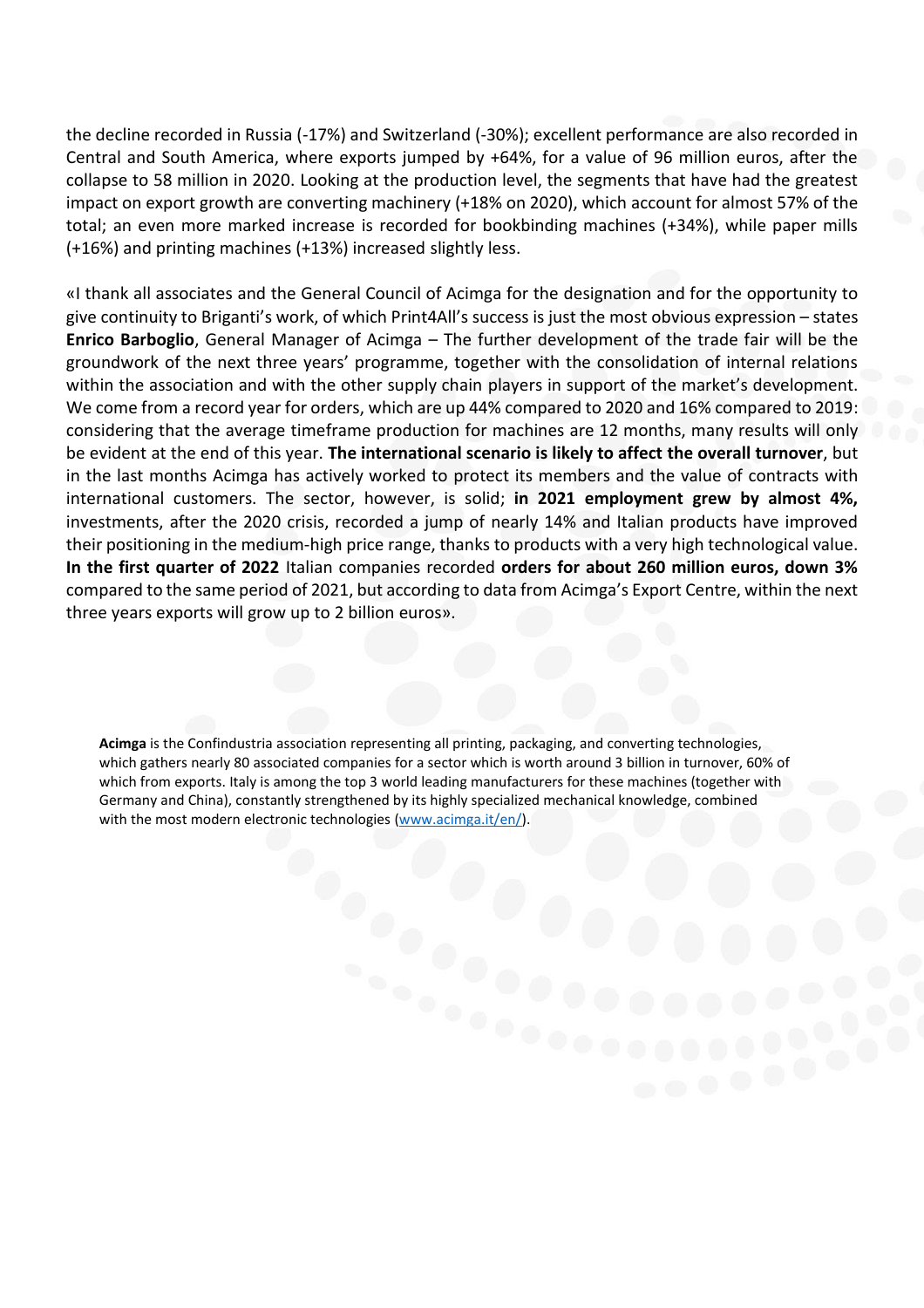the decline recorded in Russia (-17%) and Switzerland (-30%); excellent performance are also recorded in Central and South America, where exports jumped by +64%, for a value of 96 million euros, after the collapse to 58 million in 2020. Looking at the production level, the segments that have had the greatest impact on export growth are converting machinery (+18% on 2020), which account for almost 57% of the total; an even more marked increase is recorded for bookbinding machines (+34%), while paper mills (+16%) and printing machines (+13%) increased slightly less.

«I thank all associates and the General Council of Acimga for the designation and for the opportunity to give continuity to Briganti's work, of which Print4All's success is just the most obvious expression – states **Enrico Barboglio**, General Manager of Acimga – The further development of the trade fair will be the groundwork of the next three years' programme, together with the consolidation of internal relations within the association and with the other supply chain players in support of the market's development. We come from a record year for orders, which are up 44% compared to 2020 and 16% compared to 2019: considering that the average timeframe production for machines are 12 months, many results will only be evident at the end of this year. **The international scenario is likely to affect the overall turnover**, but in the last months Acimga has actively worked to protect its members and the value of contracts with international customers. The sector, however, is solid; **in 2021 employment grew by almost 4%,** investments, after the 2020 crisis, recorded a jump of nearly 14% and Italian products have improved their positioning in the medium-high price range, thanks to products with a very high technological value. **In the first quarter of 2022** Italian companies recorded **orders for about 260 million euros, down 3%** compared to the same period of 2021, but according to data from Acimga's Export Centre, within the next three years exports will grow up to 2 billion euros».

**Acimga** is the Confindustria association representing all printing, packaging, and converting technologies, which gathers nearly 80 associated companies for a sector which is worth around 3 billion in turnover, 60% of which from exports. Italy is among the top 3 world leading manufacturers for these machines (together with Germany and China), constantly strengthened by its highly specialized mechanical knowledge, combined with the most modern electronic technologies ([www.acimga.it/en/](www.acimga.it/en/)).